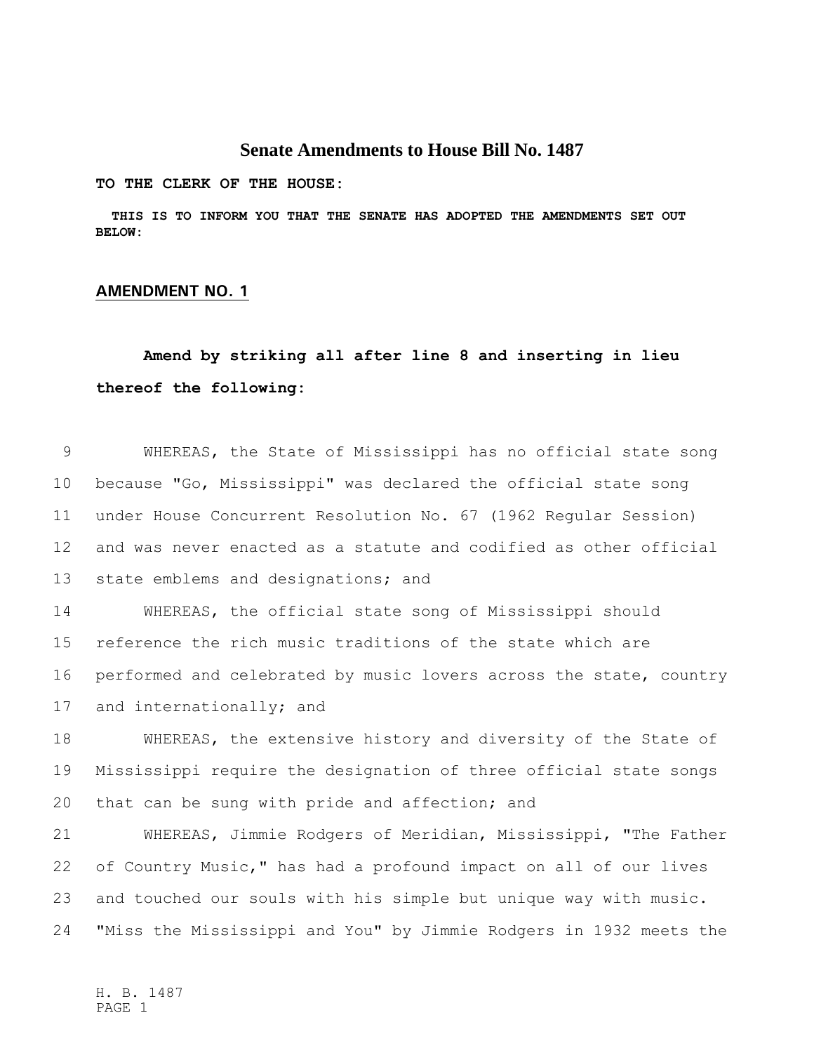# Senate Amendments to House Bill No. 1487

**TO THE CLERK OF THE HOUSE:**

**THIS IS TO INFORM YOU THAT THE SENATE HAS ADOPTED THE AMENDMENTS SET OUT BELOW:**

## AMENDMENT NO. 1

**Amend by striking all after line 8 and inserting in lieu thereof the following:**

9 WHEREAS, the State of Mississippi has no official state song
10 because "Go, Mississippi" was declared the official state song
11 under House Concurrent Resolution No. 67 (1962 Regular Session)
12 and was never enacted as a statute and codified as other official
13 state emblems and designations; and
14 WHEREAS, the official state song of Mississippi should
15 reference the rich music traditions of the state which are
16 performed and celebrated by music lovers across the state, country
17 and internationally; and
18 WHEREAS, the extensive history and diversity of the State of
19 Mississippi require the designation of three official state songs
20 that can be sung with pride and affection; and
21 WHEREAS, Jimmie Rodgers of Meridian, Mississippi, "The Father
22 of Country Music," has had a profound impact on all of our lives
23 and touched our souls with his simple but unique way with music.
24 "Miss the Mississippi and You" by Jimmie Rodgers in 1932 meets the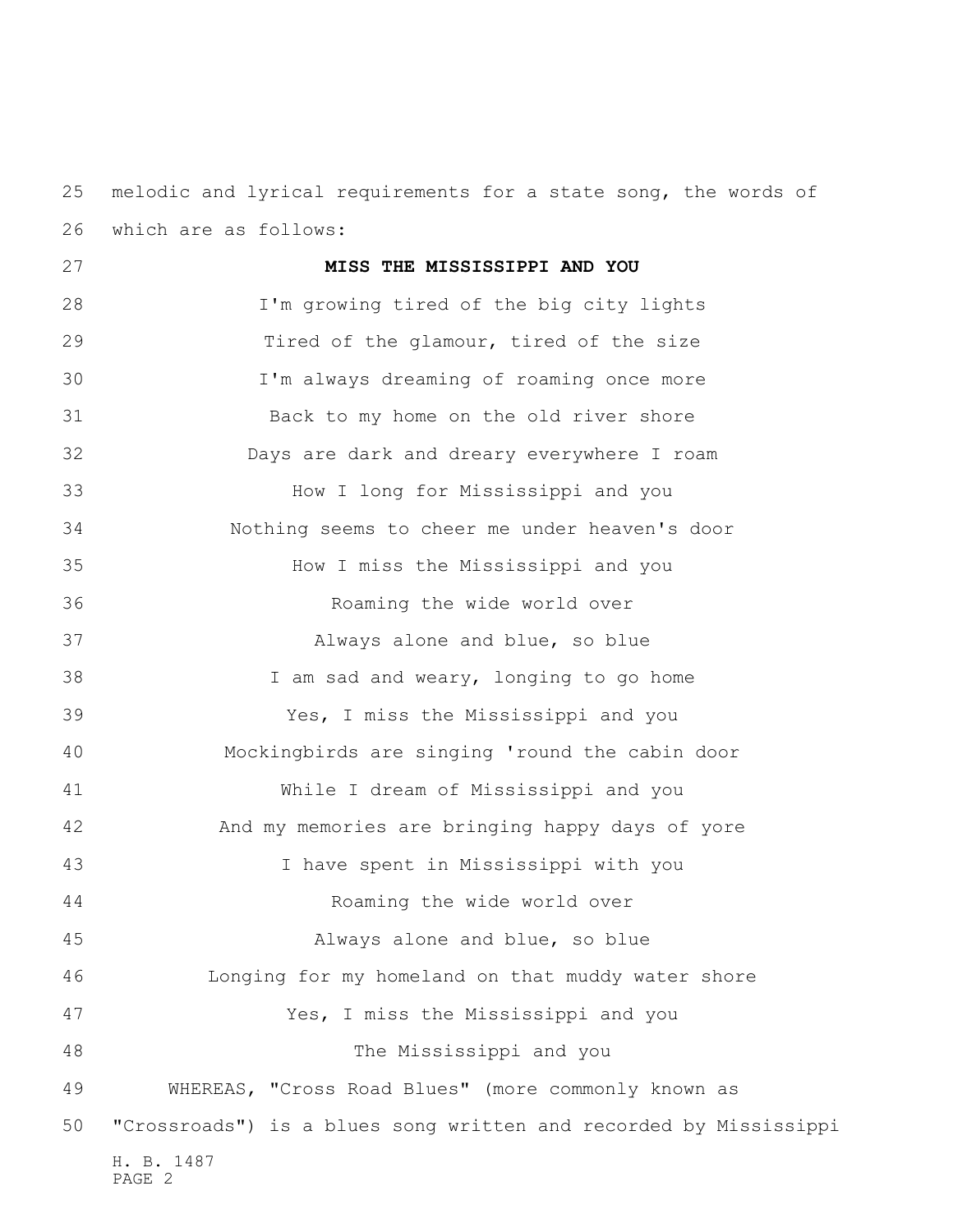melodic and lyrical requirements for a state song, the words of which are as follows:

**MISS THE MISSISSIPPI AND YOU**

I'm growing tired of the big city lights  
Tired of the glamour, tired of the size  
I'm always dreaming of roaming once more  
Back to my home on the old river shore  
Days are dark and dreary everywhere I roam  
How I long for Mississippi and you  
Nothing seems to cheer me under heaven's door  
How I miss the Mississippi and you  
Roaming the wide world over  
Always alone and blue, so blue  
I am sad and weary, longing to go home  
Yes, I miss the Mississippi and you  
Mockingbirds are singing 'round the cabin door  
While I dream of Mississippi and you  
And my memories are bringing happy days of yore  
I have spent in Mississippi with you  
Roaming the wide world over  
Always alone and blue, so blue  
Longing for my homeland on that muddy water shore  
Yes, I miss the Mississippi and you  
The Mississippi and you

WHEREAS, "Cross Road Blues" (more commonly known as "Crossroads") is a blues song written and recorded by Mississippi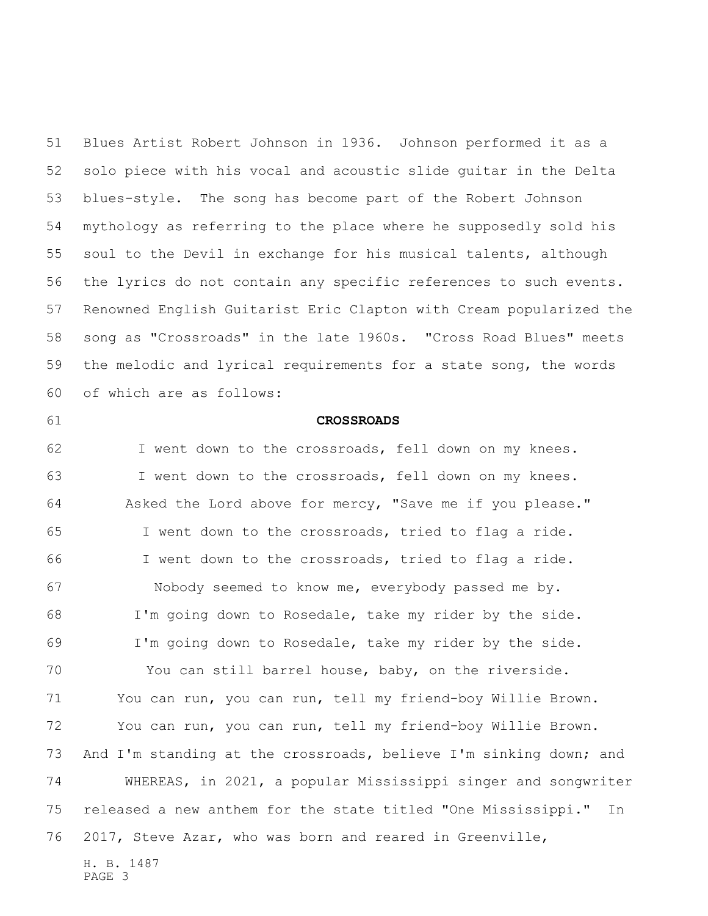Blues Artist Robert Johnson in 1936. Johnson performed it as a solo piece with his vocal and acoustic slide guitar in the Delta blues-style. The song has become part of the Robert Johnson mythology as referring to the place where he supposedly sold his soul to the Devil in exchange for his musical talents, although the lyrics do not contain any specific references to such events. Renowned English Guitarist Eric Clapton with Cream popularized the song as "Crossroads" in the late 1960s. "Cross Road Blues" meets the melodic and lyrical requirements for a state song, the words of which are as follows:

**CROSSROADS**

I went down to the crossroads, fell down on my knees.
I went down to the crossroads, fell down on my knees.
Asked the Lord above for mercy, "Save me if you please."
I went down to the crossroads, tried to flag a ride.
I went down to the crossroads, tried to flag a ride.
Nobody seemed to know me, everybody passed me by.
I'm going down to Rosedale, take my rider by the side.
I'm going down to Rosedale, take my rider by the side.
You can still barrel house, baby, on the riverside.
You can run, you can run, tell my friend-boy Willie Brown.
You can run, you can run, tell my friend-boy Willie Brown.
And I'm standing at the crossroads, believe I'm sinking down; and

WHEREAS, in 2021, a popular Mississippi singer and songwriter released a new anthem for the state titled "One Mississippi." In 2017, Steve Azar, who was born and reared in Greenville,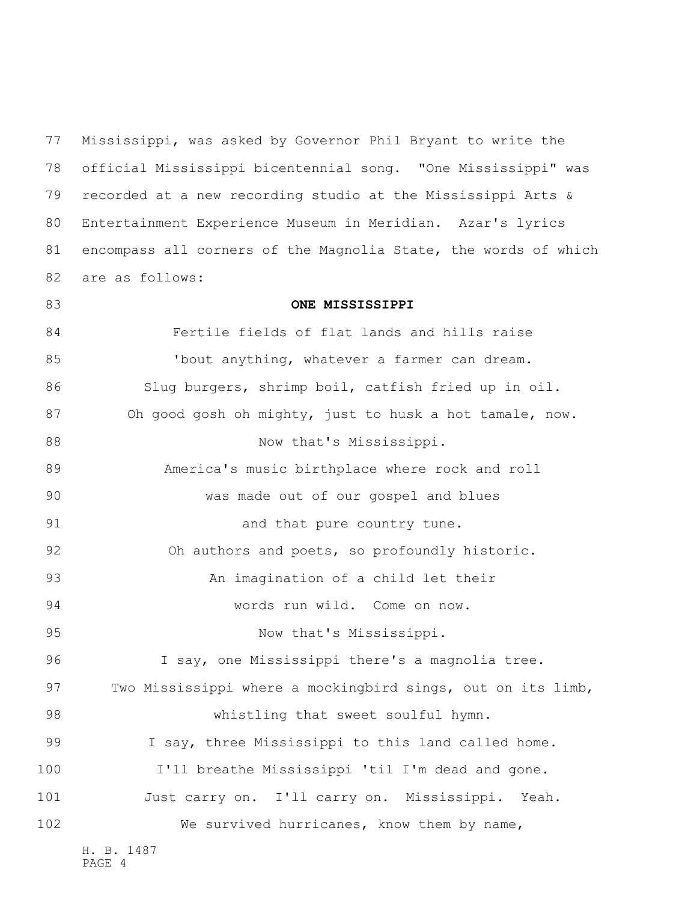Mississippi, was asked by Governor Phil Bryant to write the official Mississippi bicentennial song. "One Mississippi" was recorded at a new recording studio at the Mississippi Arts & Entertainment Experience Museum in Meridian. Azar's lyrics encompass all corners of the Magnolia State, the words of which are as follows:

**ONE MISSISSIPPI**

Fertile fields of flat lands and hills raise
'bout anything, whatever a farmer can dream.
Slug burgers, shrimp boil, catfish fried up in oil.
Oh good gosh oh mighty, just to husk a hot tamale, now.
Now that's Mississippi.
America's music birthplace where rock and roll
was made out of our gospel and blues
and that pure country tune.
Oh authors and poets, so profoundly historic.
An imagination of a child let their
words run wild. Come on now.
Now that's Mississippi.
I say, one Mississippi there's a magnolia tree.
Two Mississippi where a mockingbird sings, out on its limb,
whistling that sweet soulful hymn.
I say, three Mississippi to this land called home.
I'll breathe Mississippi 'til I'm dead and gone.
Just carry on. I'll carry on. Mississippi. Yeah.
We survived hurricanes, know them by name,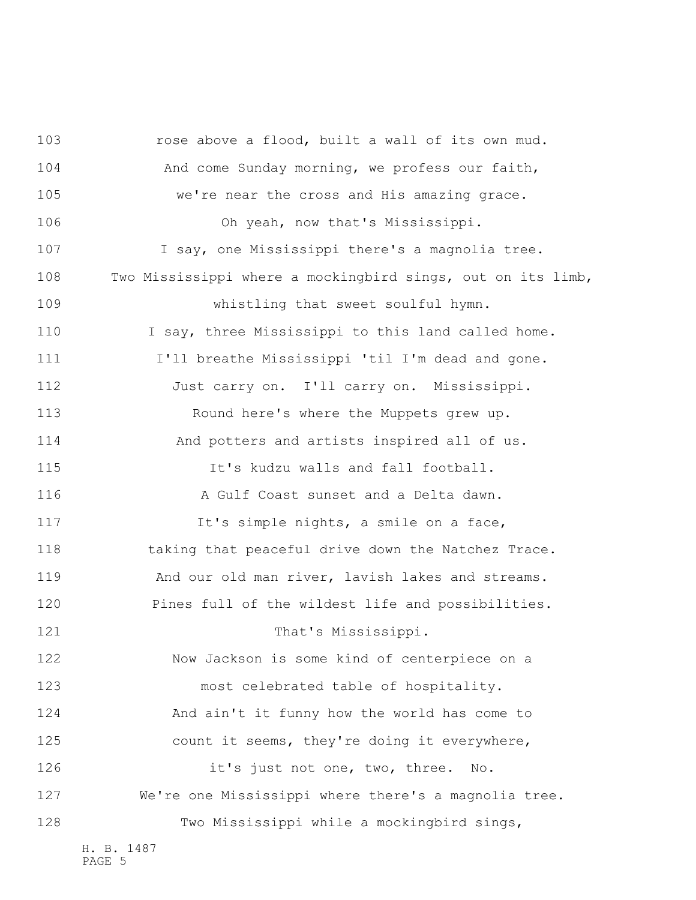rose above a flood, built a wall of its own mud.
And come Sunday morning, we profess our faith,
we're near the cross and His amazing grace.
Oh yeah, now that's Mississippi.
I say, one Mississippi there's a magnolia tree.
Two Mississippi where a mockingbird sings, out on its limb,
whistling that sweet soulful hymn.
I say, three Mississippi to this land called home.
I'll breathe Mississippi 'til I'm dead and gone.
Just carry on. I'll carry on. Mississippi.
Round here's where the Muppets grew up.
And potters and artists inspired all of us.
It's kudzu walls and fall football.
A Gulf Coast sunset and a Delta dawn.
It's simple nights, a smile on a face,
taking that peaceful drive down the Natchez Trace.
And our old man river, lavish lakes and streams.
Pines full of the wildest life and possibilities.
That's Mississippi.
Now Jackson is some kind of centerpiece on a
most celebrated table of hospitality.
And ain't it funny how the world has come to
count it seems, they're doing it everywhere,
it's just not one, two, three. No.
We're one Mississippi where there's a magnolia tree.
Two Mississippi while a mockingbird sings,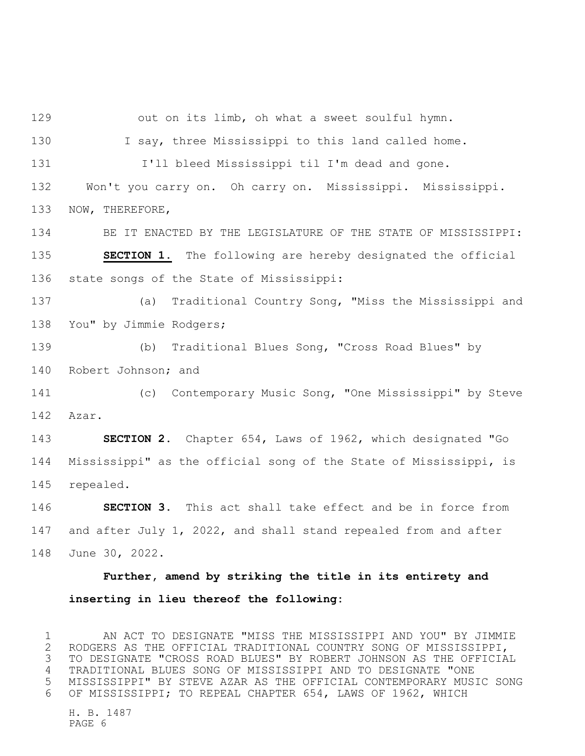out on its limb, oh what a sweet soulful hymn.

I say, three Mississippi to this land called home.

I'll bleed Mississippi til I'm dead and gone.

Won't you carry on. Oh carry on. Mississippi. Mississippi.

NOW, THEREFORE,

BE IT ENACTED BY THE LEGISLATURE OF THE STATE OF MISSISSIPPI:

**SECTION 1.** The following are hereby designated the official state songs of the State of Mississippi:

(a) Traditional Country Song, "Miss the Mississippi and You" by Jimmie Rodgers;

(b) Traditional Blues Song, "Cross Road Blues" by Robert Johnson; and

(c) Contemporary Music Song, "One Mississippi" by Steve Azar.

**SECTION 2.** Chapter 654, Laws of 1962, which designated "Go Mississippi" as the official song of the State of Mississippi, is repealed.

**SECTION 3.** This act shall take effect and be in force from and after July 1, 2022, and shall stand repealed from and after June 30, 2022.

**Further, amend by striking the title in its entirety and inserting in lieu thereof the following:**

AN ACT TO DESIGNATE "MISS THE MISSISSIPPI AND YOU" BY JIMMIE RODGERS AS THE OFFICIAL TRADITIONAL COUNTRY SONG OF MISSISSIPPI, TO DESIGNATE "CROSS ROAD BLUES" BY ROBERT JOHNSON AS THE OFFICIAL TRADITIONAL BLUES SONG OF MISSISSIPPI AND TO DESIGNATE "ONE MISSISSIPPI" BY STEVE AZAR AS THE OFFICIAL CONTEMPORARY MUSIC SONG OF MISSISSIPPI; TO REPEAL CHAPTER 654, LAWS OF 1962, WHICH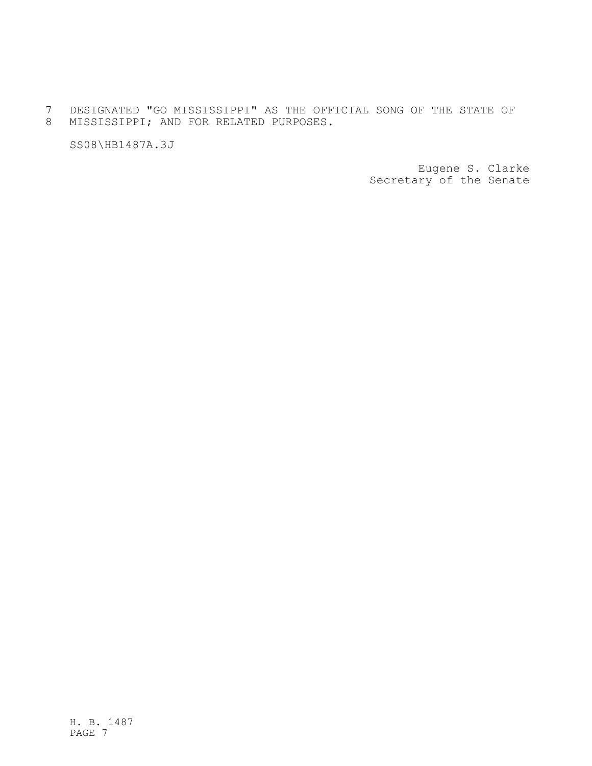7 DESIGNATED "GO MISSISSIPPI" AS THE OFFICIAL SONG OF THE STATE OF
8 MISSISSIPPI; AND FOR RELATED PURPOSES.

SS08\HB1487A.3J

Eugene S. Clarke
Secretary of the Senate